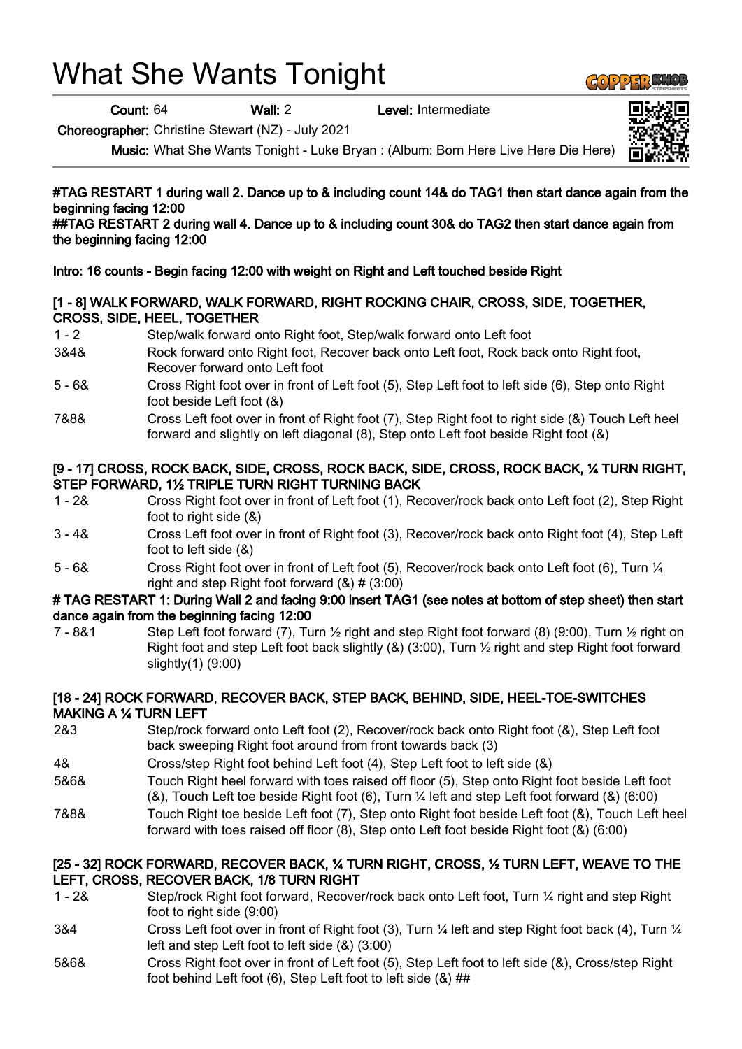# What She Wants Tonight

**Count:** 64 **Wall:** 2 **Level:** Intermediate

**Choreographer:** Christine Stewart (NZ) - July 2021

**Music:** What She Wants Tonight - Luke Bryan : (Album: Born Here Live Here Die Here)

**#TAG RESTART 1 during wall 2. Dance up to & including count 14& do TAG1 then start dance again from the beginning facing 12:00**
**##TAG RESTART 2 during wall 4. Dance up to & including count 30& do TAG2 then start dance again from the beginning facing 12:00**

**Intro: 16 counts - Begin facing 12:00 with weight on Right and Left touched beside Right**

### [1 - 8] WALK FORWARD, WALK FORWARD, RIGHT ROCKING CHAIR, CROSS, SIDE, TOGETHER, CROSS, SIDE, HEEL, TOGETHER

| | |
|---|---|
| 1 - 2 | Step/walk forward onto Right foot, Step/walk forward onto Left foot |
| 3&4& | Rock forward onto Right foot, Recover back onto Left foot, Rock back onto Right foot, Recover forward onto Left foot |
| 5 - 6& | Cross Right foot over in front of Left foot (5), Step Left foot to left side (6), Step onto Right foot beside Left foot (&) |
| 7&8& | Cross Left foot over in front of Right foot (7), Step Right foot to right side (&) Touch Left heel forward and slightly on left diagonal (8), Step onto Left foot beside Right foot (&) |

### [9 - 17] CROSS, ROCK BACK, SIDE, CROSS, ROCK BACK, SIDE, CROSS, ROCK BACK, ¼ TURN RIGHT, STEP FORWARD, 1½ TRIPLE TURN RIGHT TURNING BACK

| | |
|---|---|
| 1 - 2& | Cross Right foot over in front of Left foot (1), Recover/rock back onto Left foot (2), Step Right foot to right side (&) |
| 3 - 4& | Cross Left foot over in front of Right foot (3), Recover/rock back onto Right foot (4), Step Left foot to left side (&) |
| 5 - 6& | Cross Right foot over in front of Left foot (5), Recover/rock back onto Left foot (6), Turn ¼ right and step Right foot forward (&) # (3:00) |

**# TAG RESTART 1: During Wall 2 and facing 9:00 insert TAG1 (see notes at bottom of step sheet) then start dance again from the beginning facing 12:00**

| | |
|---|---|
| 7 - 8&1 | Step Left foot forward (7), Turn ½ right and step Right foot forward (8) (9:00), Turn ½ right on Right foot and step Left foot back slightly (&) (3:00), Turn ½ right and step Right foot forward slightly(1) (9:00) |

### [18 - 24] ROCK FORWARD, RECOVER BACK, STEP BACK, BEHIND, SIDE, HEEL-TOE-SWITCHES MAKING A ¼ TURN LEFT

| | |
|---|---|
| 2&3 | Step/rock forward onto Left foot (2), Recover/rock back onto Right foot (&), Step Left foot back sweeping Right foot around from front towards back (3) |
| 4& | Cross/step Right foot behind Left foot (4), Step Left foot to left side (&) |
| 5&6& | Touch Right heel forward with toes raised off floor (5), Step onto Right foot beside Left foot (&), Touch Left toe beside Right foot (6), Turn ¼ left and step Left foot forward (&) (6:00) |
| 7&8& | Touch Right toe beside Left foot (7), Step onto Right foot beside Left foot (&), Touch Left heel forward with toes raised off floor (8), Step onto Left foot beside Right foot (&) (6:00) |

### [25 - 32] ROCK FORWARD, RECOVER BACK, ¼ TURN RIGHT, CROSS, ½ TURN LEFT, WEAVE TO THE LEFT, CROSS, RECOVER BACK, 1/8 TURN RIGHT

| | |
|---|---|
| 1 - 2& | Step/rock Right foot forward, Recover/rock back onto Left foot, Turn ¼ right and step Right foot to right side (9:00) |
| 3&4 | Cross Left foot over in front of Right foot (3), Turn ¼ left and step Right foot back (4), Turn ¼ left and step Left foot to left side (&) (3:00) |
| 5&6& | Cross Right foot over in front of Left foot (5), Step Left foot to left side (&), Cross/step Right foot behind Left foot (6), Step Left foot to left side (&) ## |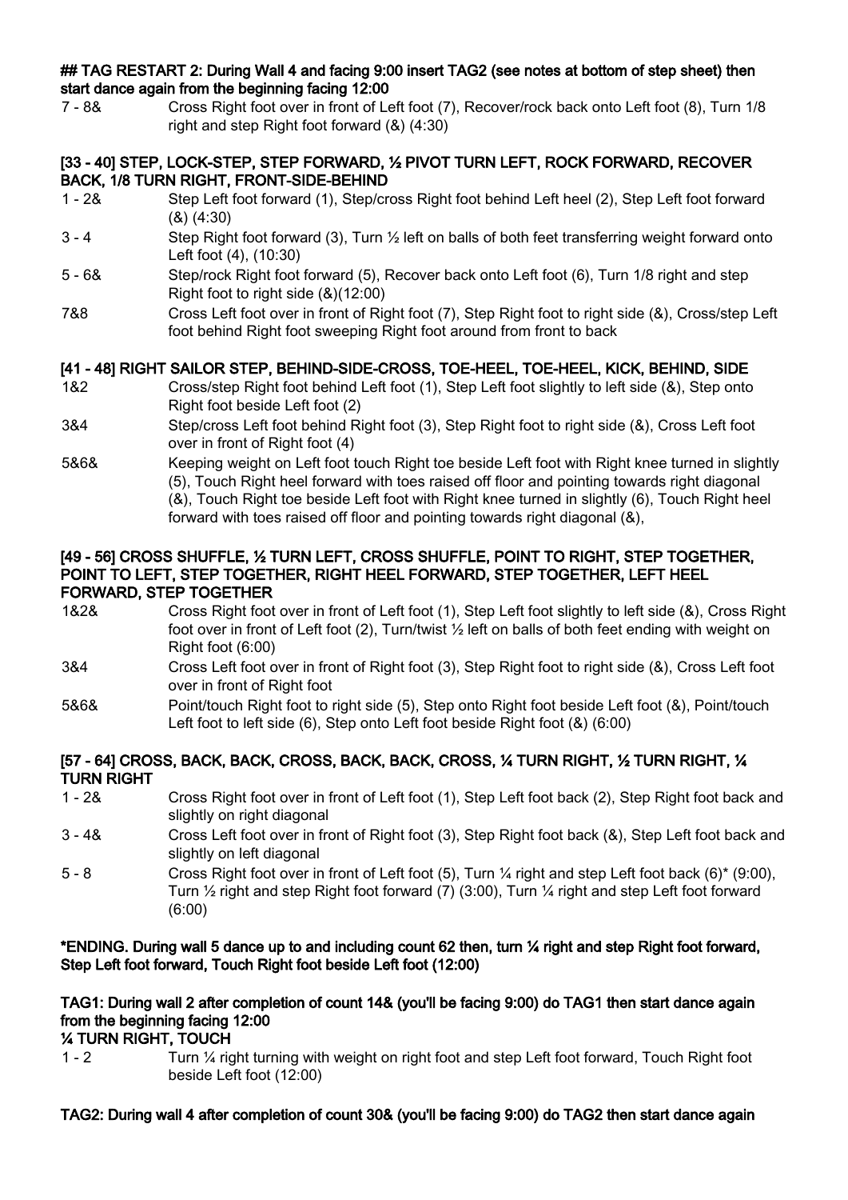**## TAG RESTART 2: During Wall 4 and facing 9:00 insert TAG2 (see notes at bottom of step sheet) then start dance again from the beginning facing 12:00**

7 - 8& Cross Right foot over in front of Left foot (7), Recover/rock back onto Left foot (8), Turn 1/8 right and step Right foot forward (&) (4:30)

**[33 - 40] STEP, LOCK-STEP, STEP FORWARD, ½ PIVOT TURN LEFT, ROCK FORWARD, RECOVER BACK, 1/8 TURN RIGHT, FRONT-SIDE-BEHIND**

1 - 2& Step Left foot forward (1), Step/cross Right foot behind Left heel (2), Step Left foot forward (&) (4:30)

3 - 4 Step Right foot forward (3), Turn ½ left on balls of both feet transferring weight forward onto Left foot (4), (10:30)

5 - 6& Step/rock Right foot forward (5), Recover back onto Left foot (6), Turn 1/8 right and step Right foot to right side (&)(12:00)

7&8 Cross Left foot over in front of Right foot (7), Step Right foot to right side (&), Cross/step Left foot behind Right foot sweeping Right foot around from front to back

**[41 - 48] RIGHT SAILOR STEP, BEHIND-SIDE-CROSS, TOE-HEEL, TOE-HEEL, KICK, BEHIND, SIDE**

1&2 Cross/step Right foot behind Left foot (1), Step Left foot slightly to left side (&), Step onto Right foot beside Left foot (2)

3&4 Step/cross Left foot behind Right foot (3), Step Right foot to right side (&), Cross Left foot over in front of Right foot (4)

5&6& Keeping weight on Left foot touch Right toe beside Left foot with Right knee turned in slightly (5), Touch Right heel forward with toes raised off floor and pointing towards right diagonal (&), Touch Right toe beside Left foot with Right knee turned in slightly (6), Touch Right heel forward with toes raised off floor and pointing towards right diagonal (&),

**[49 - 56] CROSS SHUFFLE, ½ TURN LEFT, CROSS SHUFFLE, POINT TO RIGHT, STEP TOGETHER, POINT TO LEFT, STEP TOGETHER, RIGHT HEEL FORWARD, STEP TOGETHER, LEFT HEEL FORWARD, STEP TOGETHER**

1&2& Cross Right foot over in front of Left foot (1), Step Left foot slightly to left side (&), Cross Right foot over in front of Left foot (2), Turn/twist ½ left on balls of both feet ending with weight on Right foot (6:00)

3&4 Cross Left foot over in front of Right foot (3), Step Right foot to right side (&), Cross Left foot over in front of Right foot

5&6& Point/touch Right foot to right side (5), Step onto Right foot beside Left foot (&), Point/touch Left foot to left side (6), Step onto Left foot beside Right foot (&) (6:00)

**[57 - 64] CROSS, BACK, BACK, CROSS, BACK, BACK, CROSS, ¼ TURN RIGHT, ½ TURN RIGHT, ¼ TURN RIGHT**

1 - 2& Cross Right foot over in front of Left foot (1), Step Left foot back (2), Step Right foot back and slightly on right diagonal

3 - 4& Cross Left foot over in front of Right foot (3), Step Right foot back (&), Step Left foot back and slightly on left diagonal

5 - 8 Cross Right foot over in front of Left foot (5), Turn ¼ right and step Left foot back (6)* (9:00), Turn ½ right and step Right foot forward (7) (3:00), Turn ¼ right and step Left foot forward (6:00)

**\*ENDING. During wall 5 dance up to and including count 62 then, turn ¼ right and step Right foot forward, Step Left foot forward, Touch Right foot beside Left foot (12:00)**

**TAG1: During wall 2 after completion of count 14& (you'll be facing 9:00) do TAG1 then start dance again from the beginning facing 12:00**

**¼ TURN RIGHT, TOUCH**

1 - 2 Turn ¼ right turning with weight on right foot and step Left foot forward, Touch Right foot beside Left foot (12:00)

**TAG2: During wall 4 after completion of count 30& (you'll be facing 9:00) do TAG2 then start dance again**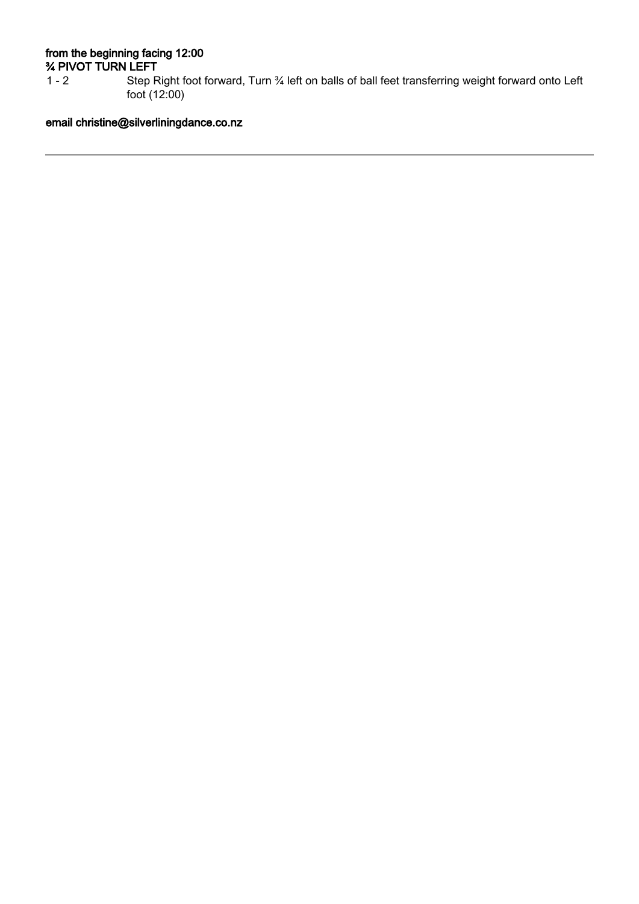**from the beginning facing 12:00**
**¾ PIVOT TURN LEFT**

1 - 2 Step Right foot forward, Turn ¾ left on balls of ball feet transferring weight forward onto Left foot (12:00)

**email christine@silverliningdance.co.nz**

---